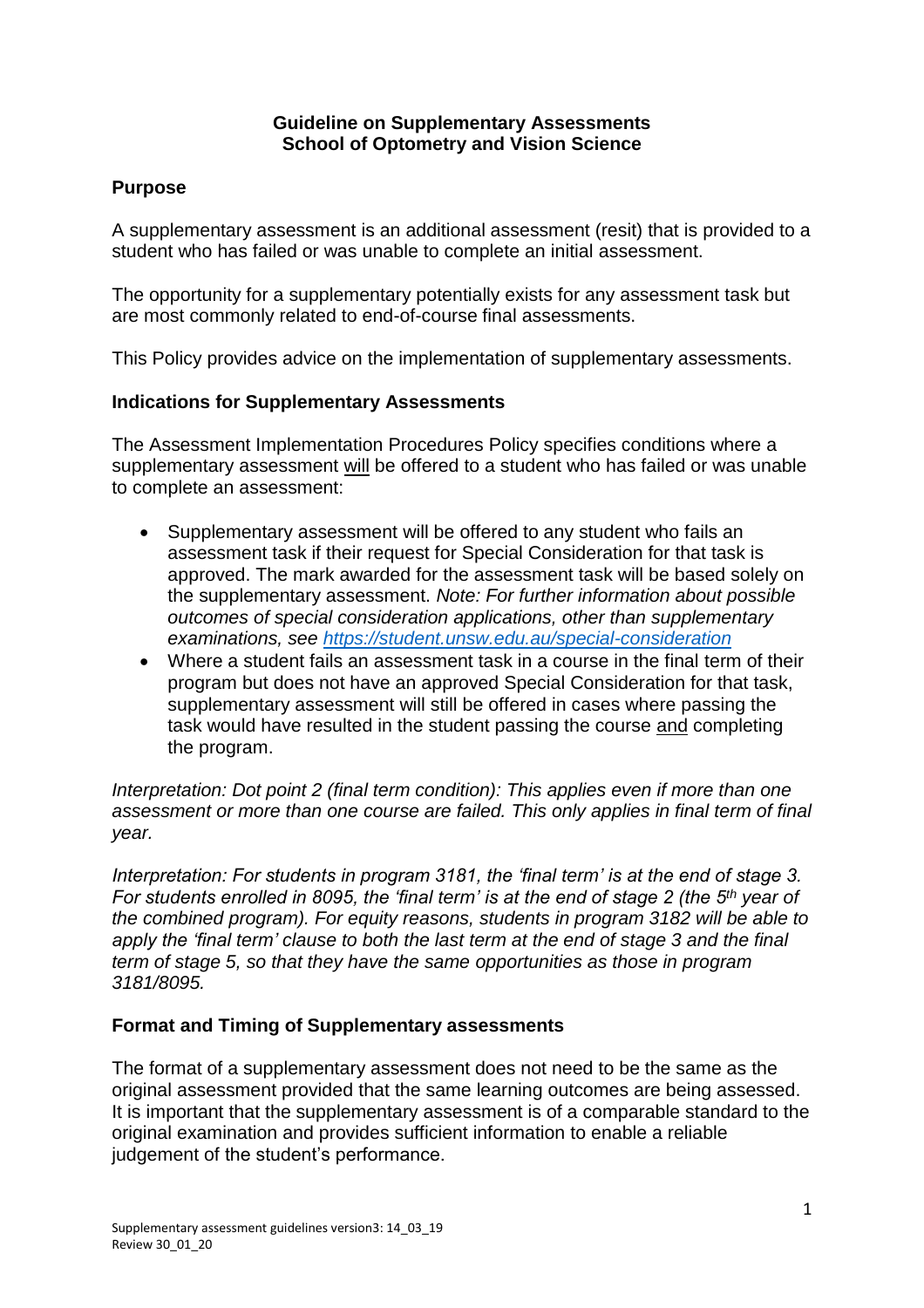# Guideline on Supplementary Assessments
# School of Optometry and Vision Science

## Purpose

A supplementary assessment is an additional assessment (resit) that is provided to a student who has failed or was unable to complete an initial assessment.

The opportunity for a supplementary potentially exists for any assessment task but are most commonly related to end-of-course final assessments.

This Policy provides advice on the implementation of supplementary assessments.

## Indications for Supplementary Assessments

The Assessment Implementation Procedures Policy specifies conditions where a supplementary assessment <u>will</u> be offered to a student who has failed or was unable to complete an assessment:

- Supplementary assessment will be offered to any student who fails an assessment task if their request for Special Consideration for that task is approved. The mark awarded for the assessment task will be based solely on the supplementary assessment. *Note: For further information about possible outcomes of special consideration applications, other than supplementary examinations, see [https://student.unsw.edu.au/special-consideration](https://student.unsw.edu.au/special-consideration)*
- Where a student fails an assessment task in a course in the final term of their program but does not have an approved Special Consideration for that task, supplementary assessment will still be offered in cases where passing the task would have resulted in the student passing the course <u>and</u> completing the program.

*Interpretation: Dot point 2 (final term condition): This applies even if more than one assessment or more than one course are failed. This only applies in final term of final year.*

*Interpretation: For students in program 3181, the 'final term' is at the end of stage 3. For students enrolled in 8095, the 'final term' is at the end of stage 2 (the 5th year of the combined program). For equity reasons, students in program 3182 will be able to apply the 'final term' clause to both the last term at the end of stage 3 and the final term of stage 5, so that they have the same opportunities as those in program 3181/8095.*

## Format and Timing of Supplementary assessments

The format of a supplementary assessment does not need to be the same as the original assessment provided that the same learning outcomes are being assessed. It is important that the supplementary assessment is of a comparable standard to the original examination and provides sufficient information to enable a reliable judgement of the student's performance.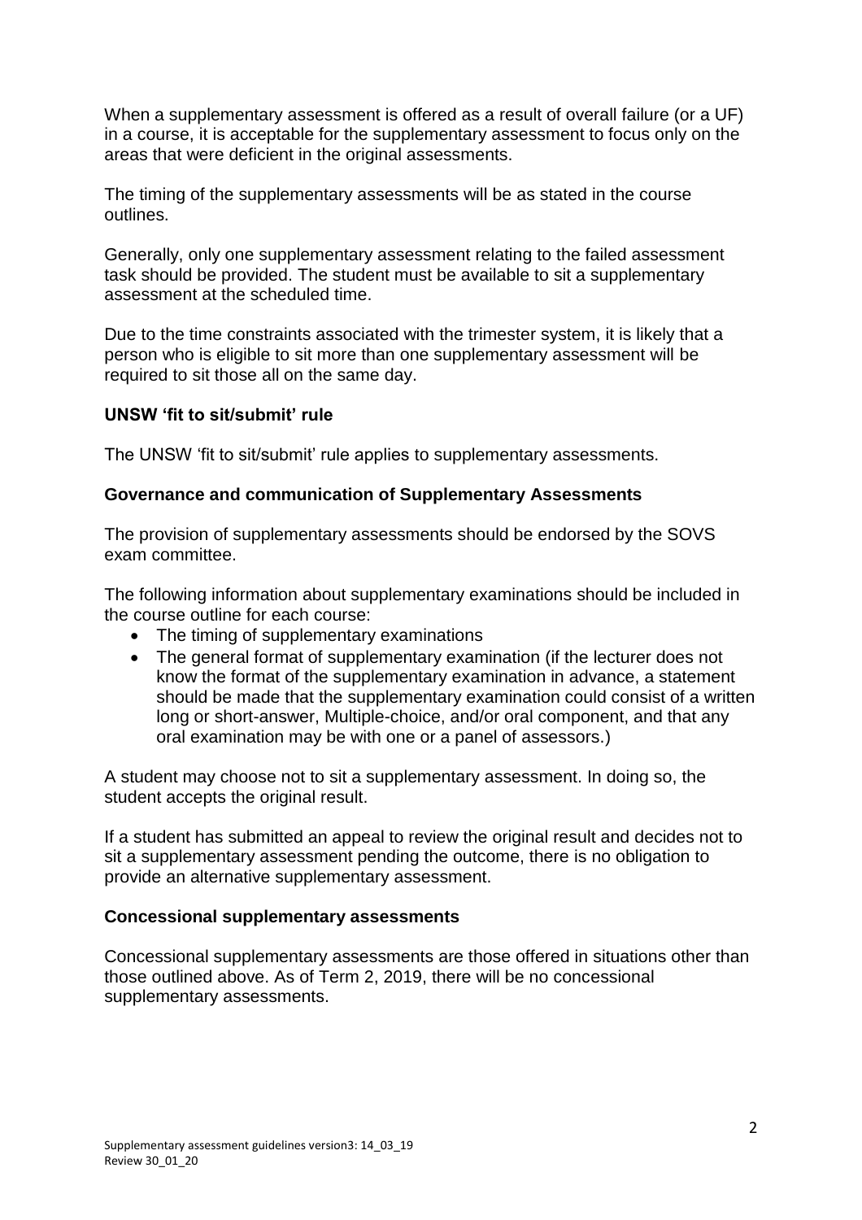When a supplementary assessment is offered as a result of overall failure (or a UF) in a course, it is acceptable for the supplementary assessment to focus only on the areas that were deficient in the original assessments.

The timing of the supplementary assessments will be as stated in the course outlines.

Generally, only one supplementary assessment relating to the failed assessment task should be provided. The student must be available to sit a supplementary assessment at the scheduled time.

Due to the time constraints associated with the trimester system, it is likely that a person who is eligible to sit more than one supplementary assessment will be required to sit those all on the same day.

**UNSW 'fit to sit/submit' rule**

The UNSW 'fit to sit/submit' rule applies to supplementary assessments.

**Governance and communication of Supplementary Assessments**

The provision of supplementary assessments should be endorsed by the SOVS exam committee.

The following information about supplementary examinations should be included in the course outline for each course:

- The timing of supplementary examinations
- The general format of supplementary examination (if the lecturer does not know the format of the supplementary examination in advance, a statement should be made that the supplementary examination could consist of a written long or short-answer, Multiple-choice, and/or oral component, and that any oral examination may be with one or a panel of assessors.)

A student may choose not to sit a supplementary assessment. In doing so, the student accepts the original result.

If a student has submitted an appeal to review the original result and decides not to sit a supplementary assessment pending the outcome, there is no obligation to provide an alternative supplementary assessment.

**Concessional supplementary assessments**

Concessional supplementary assessments are those offered in situations other than those outlined above. As of Term 2, 2019, there will be no concessional supplementary assessments.

Supplementary assessment guidelines version3: 14_03_19
Review 30_01_20